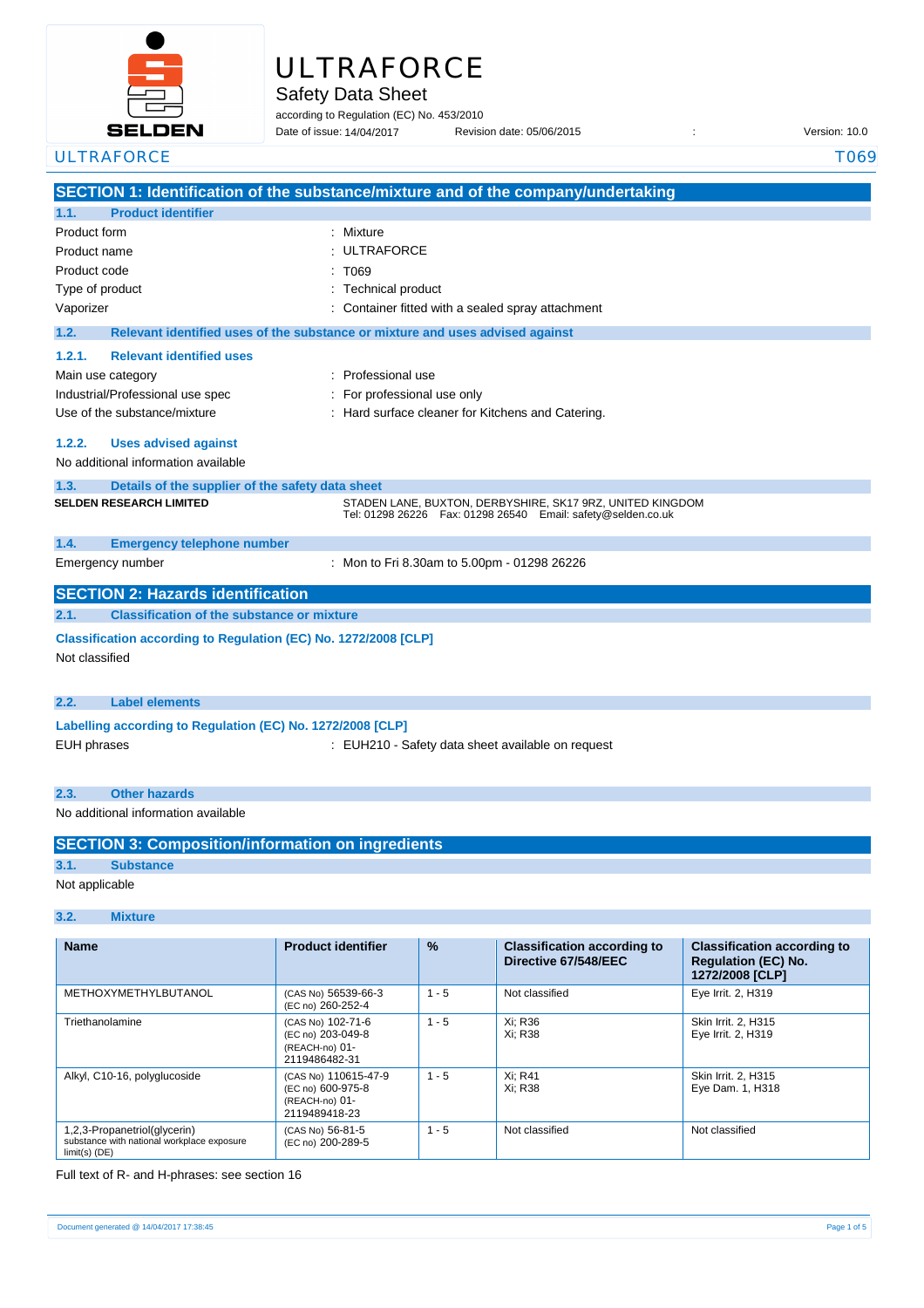# ULTRAFORCE

## Safety Data Sheet

according to Regulation (EC) No. 453/2010

Date of issue: 14/04/2017 Revision date: 05/06/2015 : Version: 10.0

ULTRAFORCE T069

## SECTION 1: Identification of the substance/mixture and of the company/undertaking

### 1.1. Product identifier

| | |
|---|---|
| Product form | : Mixture |
| Product name | : ULTRAFORCE |
| Product code | : T069 |
| Type of product | : Technical product |
| Vaporizer | : Container fitted with a sealed spray attachment |

### 1.2. Relevant identified uses of the substance or mixture and uses advised against

#### 1.2.1. Relevant identified uses

| | |
|---|---|
| Main use category | : Professional use |
| Industrial/Professional use spec | : For professional use only |
| Use of the substance/mixture | : Hard surface cleaner for Kitchens and Catering. |

#### 1.2.2. Uses advised against

No additional information available

### 1.3. Details of the supplier of the safety data sheet

**SELDEN RESEARCH LIMITED**

STADEN LANE, BUXTON, DERBYSHIRE, SK17 9RZ, UNITED KINGDOM
Tel: 01298 26226 Fax: 01298 26540 Email: safety@selden.co.uk

### 1.4. Emergency telephone number

Emergency number : Mon to Fri 8.30am to 5.00pm - 01298 26226

## SECTION 2: Hazards identification

### 2.1. Classification of the substance or mixture

**Classification according to Regulation (EC) No. 1272/2008 [CLP]**

Not classified

### 2.2. Label elements

**Labelling according to Regulation (EC) No. 1272/2008 [CLP]**

EUH phrases : EUH210 - Safety data sheet available on request

### 2.3. Other hazards

No additional information available

## SECTION 3: Composition/information on ingredients

### 3.1. Substance

Not applicable

### 3.2. Mixture

| Name | Product identifier | % | Classification according to Directive 67/548/EEC | Classification according to Regulation (EC) No. 1272/2008 [CLP] |
|---|---|---|---|---|
| METHOXYMETHYLBUTANOL | (CAS No) 56539-66-3<br>(EC no) 260-252-4 | 1 - 5 | Not classified | Eye Irrit. 2, H319 |
| Triethanolamine | (CAS No) 102-71-6<br>(EC no) 203-049-8<br>(REACH-no) 01-2119486482-31 | 1 - 5 | Xi; R36<br>Xi; R38 | Skin Irrit. 2, H315<br>Eye Irrit. 2, H319 |
| Alkyl, C10-16, polyglucoside | (CAS No) 110615-47-9<br>(EC no) 600-975-8<br>(REACH-no) 01-2119489418-23 | 1 - 5 | Xi; R41<br>Xi; R38 | Skin Irrit. 2, H315<br>Eye Dam. 1, H318 |
| 1,2,3-Propanetriol(glycerin)<br>substance with national workplace exposure limit(s) (DE) | (CAS No) 56-81-5<br>(EC no) 200-289-5 | 1 - 5 | Not classified | Not classified |

Full text of R- and H-phrases: see section 16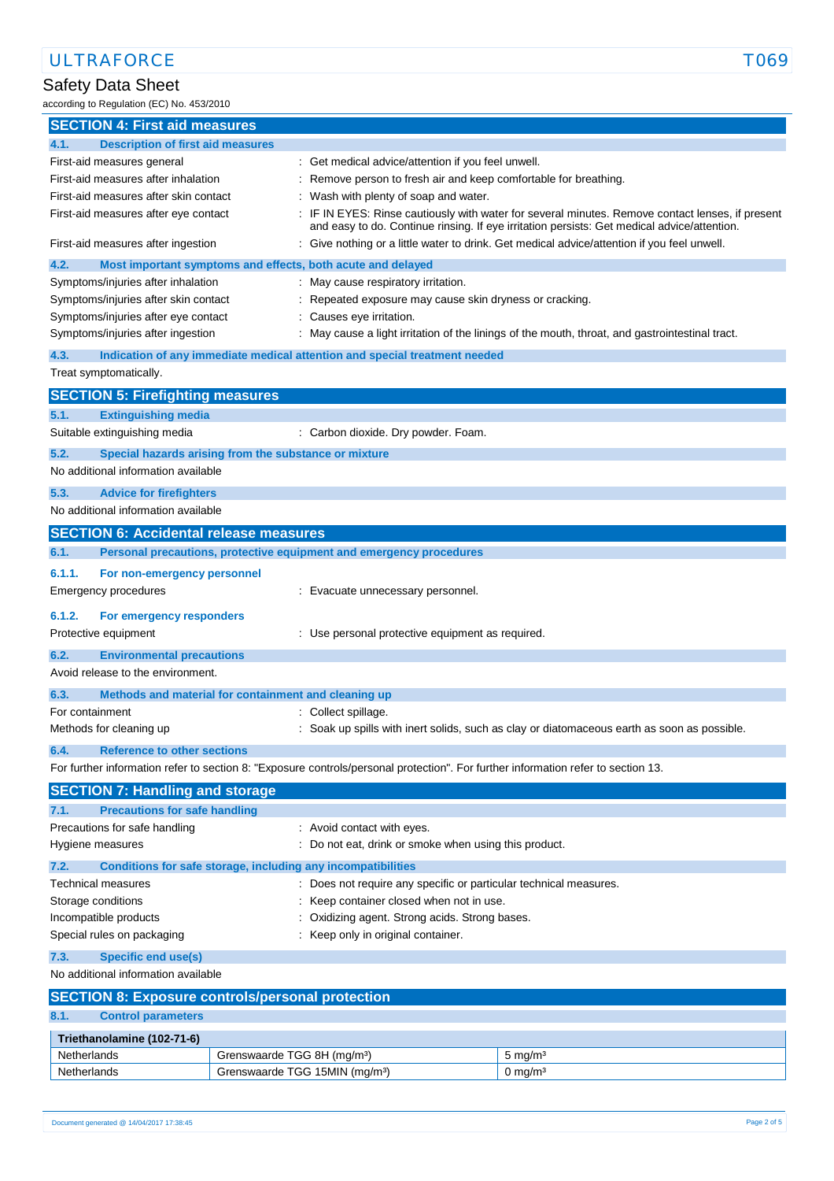## SECTION 4: First aid measures

### 4.1. Description of first aid measures

| | |
|---|---|
| First-aid measures general | : Get medical advice/attention if you feel unwell. |
| First-aid measures after inhalation | : Remove person to fresh air and keep comfortable for breathing. |
| First-aid measures after skin contact | : Wash with plenty of soap and water. |
| First-aid measures after eye contact | : IF IN EYES: Rinse cautiously with water for several minutes. Remove contact lenses, if present and easy to do. Continue rinsing. If eye irritation persists: Get medical advice/attention. |
| First-aid measures after ingestion | : Give nothing or a little water to drink. Get medical advice/attention if you feel unwell. |

### 4.2. Most important symptoms and effects, both acute and delayed

| | |
|---|---|
| Symptoms/injuries after inhalation | : May cause respiratory irritation. |
| Symptoms/injuries after skin contact | : Repeated exposure may cause skin dryness or cracking. |
| Symptoms/injuries after eye contact | : Causes eye irritation. |
| Symptoms/injuries after ingestion | : May cause a light irritation of the linings of the mouth, throat, and gastrointestinal tract. |

### 4.3. Indication of any immediate medical attention and special treatment needed

Treat symptomatically.

## SECTION 5: Firefighting measures

### 5.1. Extinguishing media

| | |
|---|---|
| Suitable extinguishing media | : Carbon dioxide. Dry powder. Foam. |

### 5.2. Special hazards arising from the substance or mixture

No additional information available

### 5.3. Advice for firefighters

No additional information available

## SECTION 6: Accidental release measures

### 6.1. Personal precautions, protective equipment and emergency procedures

#### 6.1.1. For non-emergency personnel

| | |
|---|---|
| Emergency procedures | : Evacuate unnecessary personnel. |

#### 6.1.2. For emergency responders

| | |
|---|---|
| Protective equipment | : Use personal protective equipment as required. |

### 6.2. Environmental precautions

Avoid release to the environment.

### 6.3. Methods and material for containment and cleaning up

| | |
|---|---|
| For containment | : Collect spillage. |
| Methods for cleaning up | : Soak up spills with inert solids, such as clay or diatomaceous earth as soon as possible. |

### 6.4. Reference to other sections

For further information refer to section 8: "Exposure controls/personal protection". For further information refer to section 13.

## SECTION 7: Handling and storage

### 7.1. Precautions for safe handling

| | |
|---|---|
| Precautions for safe handling | : Avoid contact with eyes. |
| Hygiene measures | : Do not eat, drink or smoke when using this product. |

### 7.2. Conditions for safe storage, including any incompatibilities

| | |
|---|---|
| Technical measures | : Does not require any specific or particular technical measures. |
| Storage conditions | : Keep container closed when not in use. |
| Incompatible products | : Oxidizing agent. Strong acids. Strong bases. |
| Special rules on packaging | : Keep only in original container. |

### 7.3. Specific end use(s)

No additional information available

## SECTION 8: Exposure controls/personal protection

### 8.1. Control parameters

| Triethanolamine (102-71-6) | | |
|---|---|---|
| Netherlands | Grenswaarde TGG 8H (mg/m³) | 5 mg/m³ |
| Netherlands | Grenswaarde TGG 15MIN (mg/m³) | 0 mg/m³ |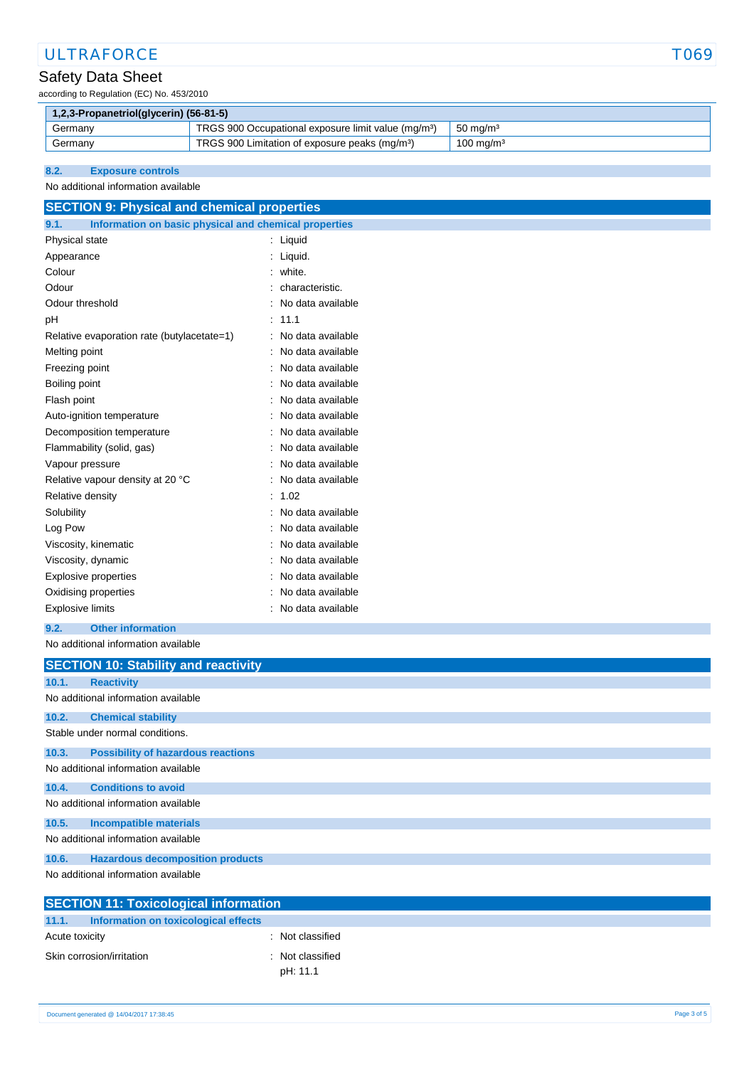| 1,2,3-Propanetriol(glycerin) (56-81-5) | | |
|---|---|---|
| Germany | TRGS 900 Occupational exposure limit value (mg/m³) | 50 mg/m³ |
| Germany | TRGS 900 Limitation of exposure peaks (mg/m³) | 100 mg/m³ |

### 8.2. Exposure controls

No additional information available

## SECTION 9: Physical and chemical properties

### 9.1. Information on basic physical and chemical properties

| | |
|---|---|
| Physical state | : Liquid |
| Appearance | : Liquid. |
| Colour | : white. |
| Odour | : characteristic. |
| Odour threshold | : No data available |
| pH | : 11.1 |
| Relative evaporation rate (butylacetate=1) | : No data available |
| Melting point | : No data available |
| Freezing point | : No data available |
| Boiling point | : No data available |
| Flash point | : No data available |
| Auto-ignition temperature | : No data available |
| Decomposition temperature | : No data available |
| Flammability (solid, gas) | : No data available |
| Vapour pressure | : No data available |
| Relative vapour density at 20 °C | : No data available |
| Relative density | : 1.02 |
| Solubility | : No data available |
| Log Pow | : No data available |
| Viscosity, kinematic | : No data available |
| Viscosity, dynamic | : No data available |
| Explosive properties | : No data available |
| Oxidising properties | : No data available |
| Explosive limits | : No data available |

### 9.2. Other information

No additional information available

## SECTION 10: Stability and reactivity

### 10.1. Reactivity

No additional information available

### 10.2. Chemical stability

Stable under normal conditions.

### 10.3. Possibility of hazardous reactions

No additional information available

### 10.4. Conditions to avoid

No additional information available

### 10.5. Incompatible materials

No additional information available

### 10.6. Hazardous decomposition products

No additional information available

## SECTION 11: Toxicological information

### 11.1. Information on toxicological effects

| | |
|---|---|
| Acute toxicity | : Not classified |
| Skin corrosion/irritation | : Not classified<br>pH: 11.1 |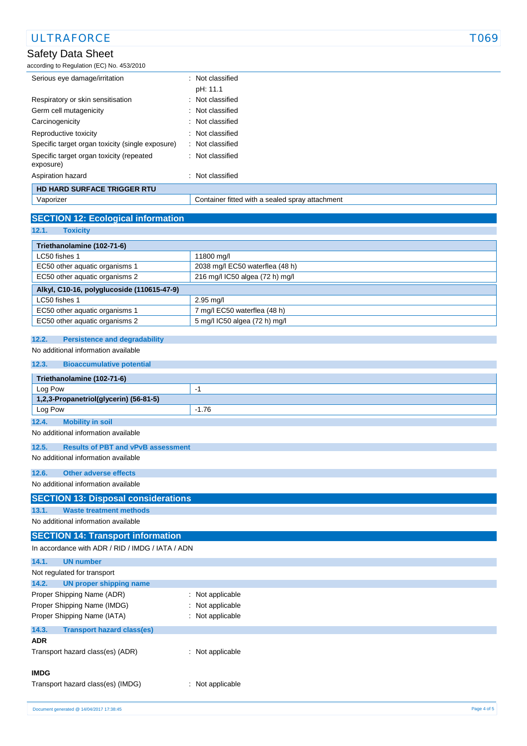| | |
|---|---|
| Serious eye damage/irritation | : Not classified<br>pH: 11.1 |
| Respiratory or skin sensitisation | : Not classified |
| Germ cell mutagenicity | : Not classified |
| Carcinogenicity | : Not classified |
| Reproductive toxicity | : Not classified |
| Specific target organ toxicity (single exposure) | : Not classified |
| Specific target organ toxicity (repeated exposure) | : Not classified |
| Aspiration hazard | : Not classified |

| HD HARD SURFACE TRIGGER RTU | |
|---|---|
| Vaporizer | Container fitted with a sealed spray attachment |

## SECTION 12: Ecological information

### 12.1. Toxicity

| Triethanolamine (102-71-6) | |
|---|---|
| LC50 fishes 1 | 11800 mg/l |
| EC50 other aquatic organisms 1 | 2038 mg/l EC50 waterflea (48 h) |
| EC50 other aquatic organisms 2 | 216 mg/l IC50 algea (72 h) mg/l |
| **Alkyl, C10-16, polyglucoside (110615-47-9)** | |
| LC50 fishes 1 | 2.95 mg/l |
| EC50 other aquatic organisms 1 | 7 mg/l EC50 waterflea (48 h) |
| EC50 other aquatic organisms 2 | 5 mg/l IC50 algea (72 h) mg/l |

### 12.2. Persistence and degradability

No additional information available

### 12.3. Bioaccumulative potential

| Triethanolamine (102-71-6) | |
|---|---|
| Log Pow | -1 |
| **1,2,3-Propanetriol(glycerin) (56-81-5)** | |
| Log Pow | -1.76 |

### 12.4. Mobility in soil

No additional information available

### 12.5. Results of PBT and vPvB assessment

No additional information available

### 12.6. Other adverse effects

No additional information available

## SECTION 13: Disposal considerations

### 13.1. Waste treatment methods

No additional information available

## SECTION 14: Transport information

In accordance with ADR / RID / IMDG / IATA / ADN

### 14.1. UN number

Not regulated for transport

### 14.2. UN proper shipping name

| | |
|---|---|
| Proper Shipping Name (ADR) | : Not applicable |
| Proper Shipping Name (IMDG) | : Not applicable |
| Proper Shipping Name (IATA) | : Not applicable |

### 14.3. Transport hazard class(es)

**ADR**

Transport hazard class(es) (ADR) : Not applicable

**IMDG**

Transport hazard class(es) (IMDG) : Not applicable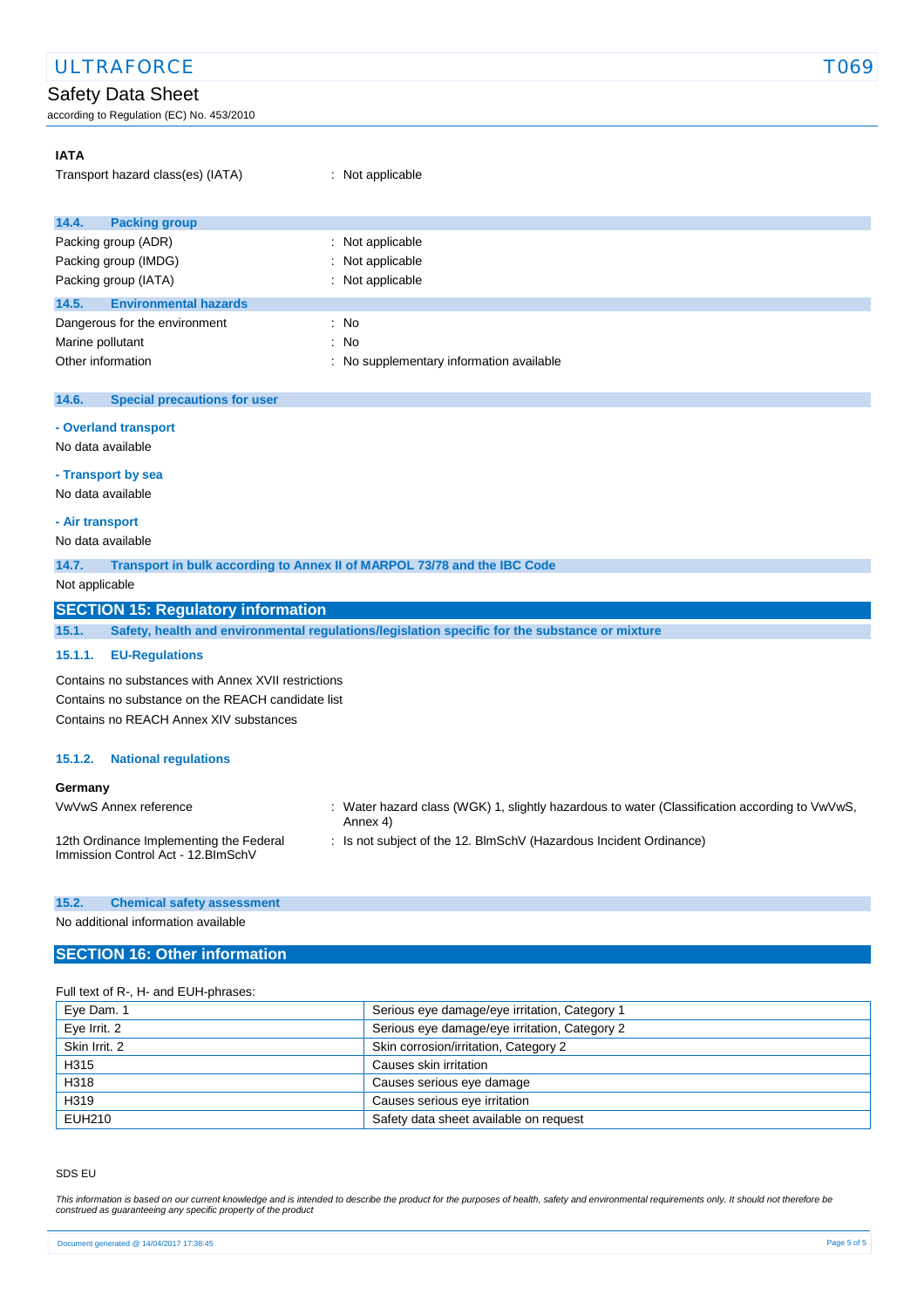**IATA**

Transport hazard class(es) (IATA) : Not applicable

### 14.4. Packing group

Packing group (ADR) : Not applicable

Packing group (IMDG) : Not applicable

Packing group (IATA) : Not applicable

### 14.5. Environmental hazards

Dangerous for the environment : No

Marine pollutant : No

Other information : No supplementary information available

### 14.6. Special precautions for user

**- Overland transport**

No data available

**- Transport by sea**

No data available

**- Air transport**

No data available

### 14.7. Transport in bulk according to Annex II of MARPOL 73/78 and the IBC Code

Not applicable

## SECTION 15: Regulatory information

### 15.1. Safety, health and environmental regulations/legislation specific for the substance or mixture

#### 15.1.1. EU-Regulations

Contains no substances with Annex XVII restrictions

Contains no substance on the REACH candidate list

Contains no REACH Annex XIV substances

#### 15.1.2. National regulations

**Germany**

VwVwS Annex reference : Water hazard class (WGK) 1, slightly hazardous to water (Classification according to VwVwS, Annex 4)

12th Ordinance Implementing the Federal Immission Control Act - 12.BImSchV : Is not subject of the 12. BlmSchV (Hazardous Incident Ordinance)

### 15.2. Chemical safety assessment

No additional information available

## SECTION 16: Other information

Full text of R-, H- and EUH-phrases:

| | |
|---|---|
| Eye Dam. 1 | Serious eye damage/eye irritation, Category 1 |
| Eye Irrit. 2 | Serious eye damage/eye irritation, Category 2 |
| Skin Irrit. 2 | Skin corrosion/irritation, Category 2 |
| H315 | Causes skin irritation |
| H318 | Causes serious eye damage |
| H319 | Causes serious eye irritation |
| EUH210 | Safety data sheet available on request |

SDS EU

*This information is based on our current knowledge and is intended to describe the product for the purposes of health, safety and environmental requirements only. It should not therefore be construed as guaranteeing any specific property of the product*